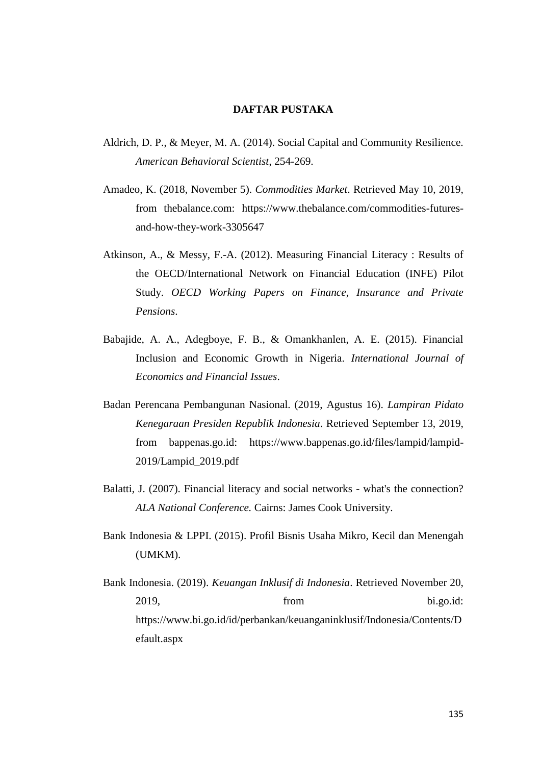# DAFTAR PUSTAKA

Aldrich, D. P., & Meyer, M. A. (2014). Social Capital and Community Resilience. *American Behavioral Scientist*, 254-269.

Amadeo, K. (2018, November 5). *Commodities Market*. Retrieved May 10, 2019, from thebalance.com: https://www.thebalance.com/commodities-futures-and-how-they-work-3305647

Atkinson, A., & Messy, F.-A. (2012). Measuring Financial Literacy : Results of the OECD/International Network on Financial Education (INFE) Pilot Study. *OECD Working Papers on Finance, Insurance and Private Pensions*.

Babajide, A. A., Adegboye, F. B., & Omankhanlen, A. E. (2015). Financial Inclusion and Economic Growth in Nigeria. *International Journal of Economics and Financial Issues*.

Badan Perencana Pembangunan Nasional. (2019, Agustus 16). *Lampiran Pidato Kenegaraan Presiden Republik Indonesia*. Retrieved September 13, 2019, from bappenas.go.id: https://www.bappenas.go.id/files/lampid/lampid-2019/Lampid_2019.pdf

Balatti, J. (2007). Financial literacy and social networks - what's the connection? *ALA National Conference.* Cairns: James Cook University.

Bank Indonesia & LPPI. (2015). Profil Bisnis Usaha Mikro, Kecil dan Menengah (UMKM).

Bank Indonesia. (2019). *Keuangan Inklusif di Indonesia*. Retrieved November 20, 2019, from bi.go.id: https://www.bi.go.id/id/perbankan/keuanganinklusif/Indonesia/Contents/Default.aspx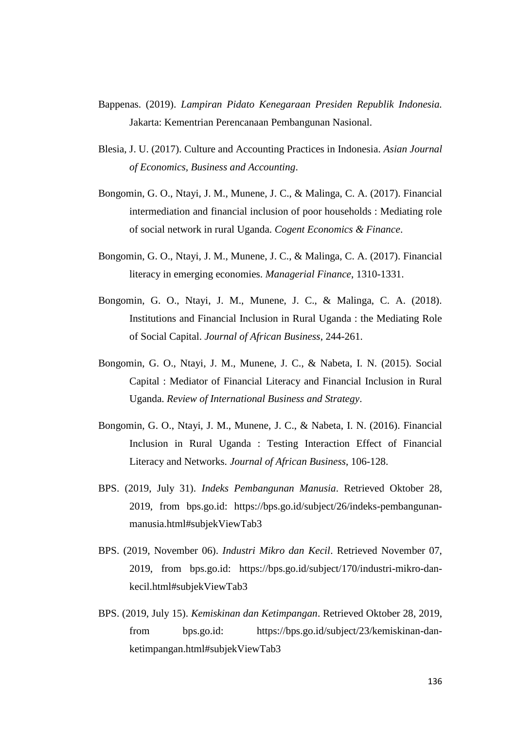Bappenas. (2019). *Lampiran Pidato Kenegaraan Presiden Republik Indonesia.* Jakarta: Kementrian Perencanaan Pembangunan Nasional.

Blesia, J. U. (2017). Culture and Accounting Practices in Indonesia. *Asian Journal of Economics, Business and Accounting*.

Bongomin, G. O., Ntayi, J. M., Munene, J. C., & Malinga, C. A. (2017). Financial intermediation and financial inclusion of poor households : Mediating role of social network in rural Uganda. *Cogent Economics & Finance*.

Bongomin, G. O., Ntayi, J. M., Munene, J. C., & Malinga, C. A. (2017). Financial literacy in emerging economies. *Managerial Finance*, 1310-1331.

Bongomin, G. O., Ntayi, J. M., Munene, J. C., & Malinga, C. A. (2018). Institutions and Financial Inclusion in Rural Uganda : the Mediating Role of Social Capital. *Journal of African Business*, 244-261.

Bongomin, G. O., Ntayi, J. M., Munene, J. C., & Nabeta, I. N. (2015). Social Capital : Mediator of Financial Literacy and Financial Inclusion in Rural Uganda. *Review of International Business and Strategy*.

Bongomin, G. O., Ntayi, J. M., Munene, J. C., & Nabeta, I. N. (2016). Financial Inclusion in Rural Uganda : Testing Interaction Effect of Financial Literacy and Networks. *Journal of African Business*, 106-128.

BPS. (2019, July 31). *Indeks Pembangunan Manusia*. Retrieved Oktober 28, 2019, from bps.go.id: https://bps.go.id/subject/26/indeks-pembangunan-manusia.html#subjekViewTab3

BPS. (2019, November 06). *Industri Mikro dan Kecil*. Retrieved November 07, 2019, from bps.go.id: https://bps.go.id/subject/170/industri-mikro-dan-kecil.html#subjekViewTab3

BPS. (2019, July 15). *Kemiskinan dan Ketimpangan*. Retrieved Oktober 28, 2019, from bps.go.id: https://bps.go.id/subject/23/kemiskinan-dan-ketimpangan.html#subjekViewTab3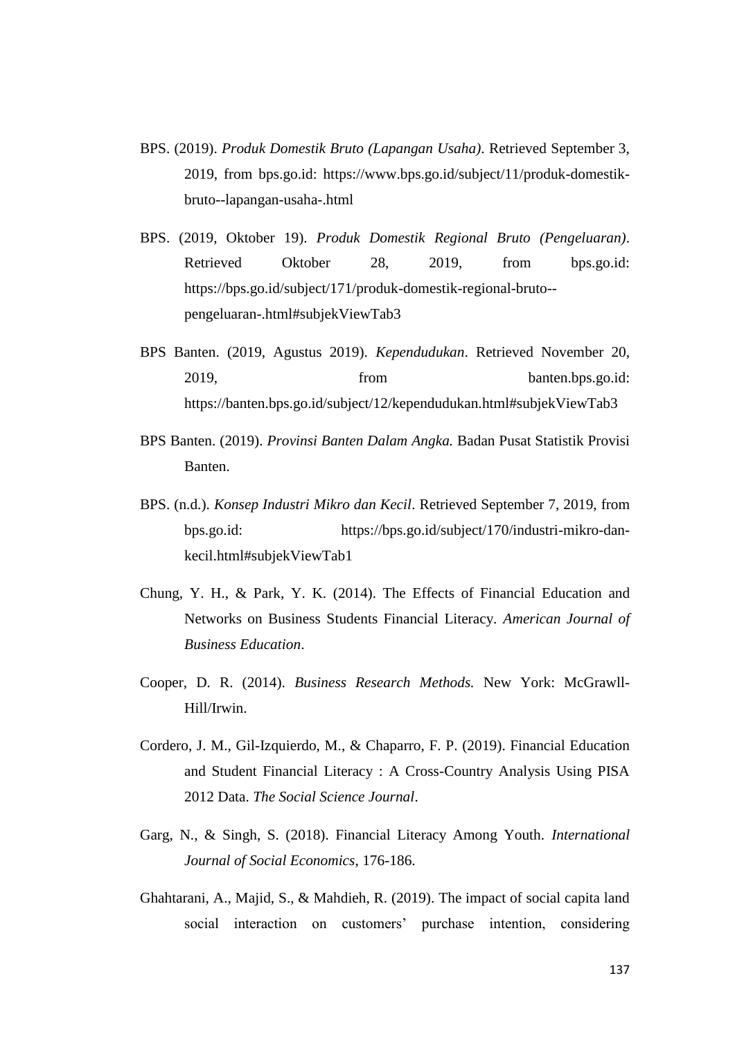BPS. (2019). *Produk Domestik Bruto (Lapangan Usaha)*. Retrieved September 3, 2019, from bps.go.id: https://www.bps.go.id/subject/11/produk-domestik-bruto--lapangan-usaha-.html

BPS. (2019, Oktober 19). *Produk Domestik Regional Bruto (Pengeluaran)*. Retrieved Oktober 28, 2019, from bps.go.id: https://bps.go.id/subject/171/produk-domestik-regional-bruto--pengeluaran-.html#subjekViewTab3

BPS Banten. (2019, Agustus 2019). *Kependudukan*. Retrieved November 20, 2019, from banten.bps.go.id: https://banten.bps.go.id/subject/12/kependudukan.html#subjekViewTab3

BPS Banten. (2019). *Provinsi Banten Dalam Angka.* Badan Pusat Statistik Provisi Banten.

BPS. (n.d.). *Konsep Industri Mikro dan Kecil*. Retrieved September 7, 2019, from bps.go.id: https://bps.go.id/subject/170/industri-mikro-dan-kecil.html#subjekViewTab1

Chung, Y. H., & Park, Y. K. (2014). The Effects of Financial Education and Networks on Business Students Financial Literacy. *American Journal of Business Education*.

Cooper, D. R. (2014). *Business Research Methods.* New York: McGrawll-Hill/Irwin.

Cordero, J. M., Gil-Izquierdo, M., & Chaparro, F. P. (2019). Financial Education and Student Financial Literacy : A Cross-Country Analysis Using PISA 2012 Data. *The Social Science Journal*.

Garg, N., & Singh, S. (2018). Financial Literacy Among Youth. *International Journal of Social Economics*, 176-186.

Ghahtarani, A., Majid, S., & Mahdieh, R. (2019). The impact of social capita land social interaction on customers' purchase intention, considering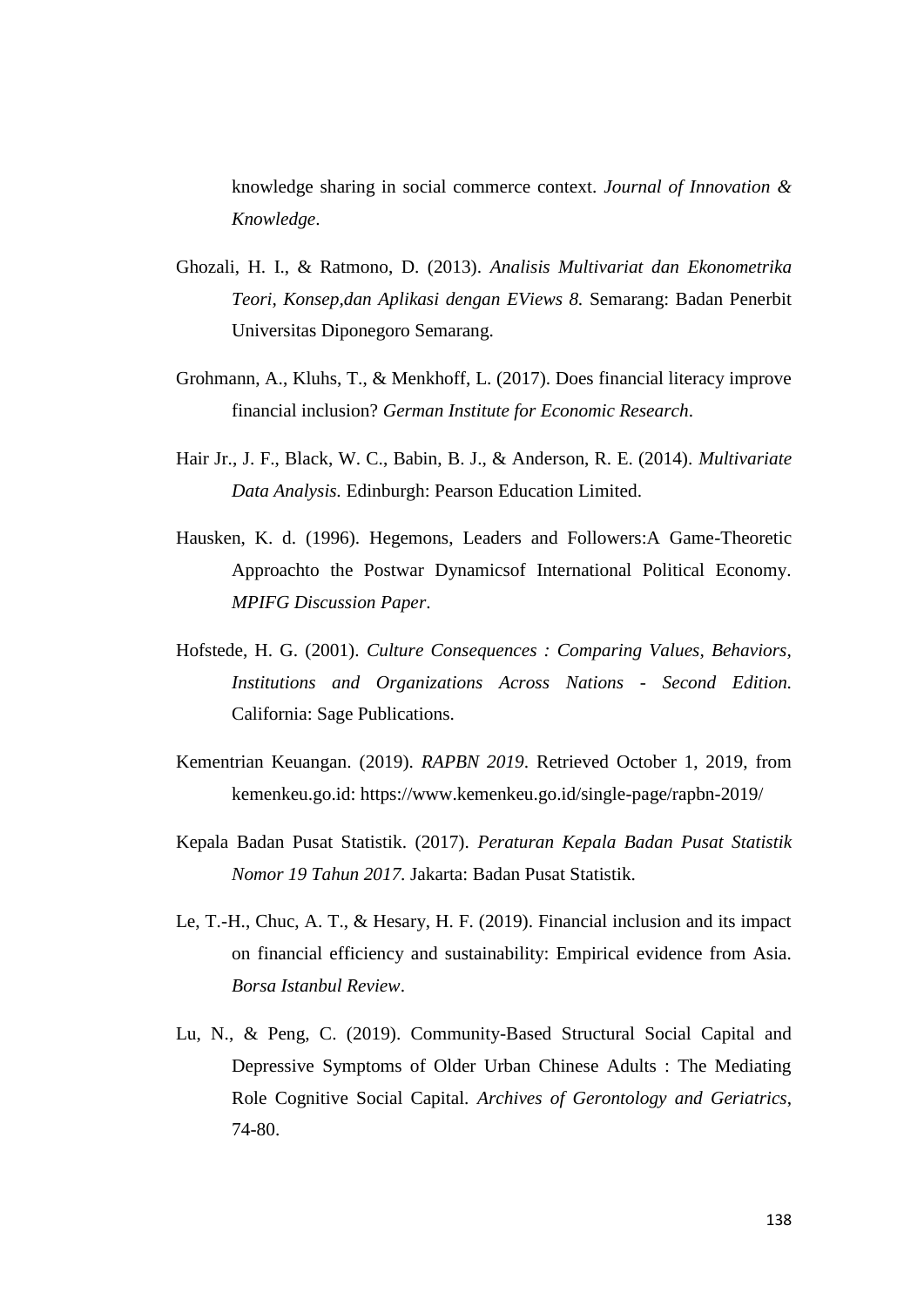knowledge sharing in social commerce context. *Journal of Innovation & Knowledge*.

Ghozali, H. I., & Ratmono, D. (2013). *Analisis Multivariat dan Ekonometrika Teori, Konsep,dan Aplikasi dengan EViews 8.* Semarang: Badan Penerbit Universitas Diponegoro Semarang.

Grohmann, A., Kluhs, T., & Menkhoff, L. (2017). Does financial literacy improve financial inclusion? *German Institute for Economic Research*.

Hair Jr., J. F., Black, W. C., Babin, B. J., & Anderson, R. E. (2014). *Multivariate Data Analysis.* Edinburgh: Pearson Education Limited.

Hausken, K. d. (1996). Hegemons, Leaders and Followers:A Game-Theoretic Approachto the Postwar Dynamicsof International Political Economy. *MPIFG Discussion Paper*.

Hofstede, H. G. (2001). *Culture Consequences : Comparing Values, Behaviors, Institutions and Organizations Across Nations - Second Edition.* California: Sage Publications.

Kementrian Keuangan. (2019). *RAPBN 2019*. Retrieved October 1, 2019, from kemenkeu.go.id: https://www.kemenkeu.go.id/single-page/rapbn-2019/

Kepala Badan Pusat Statistik. (2017). *Peraturan Kepala Badan Pusat Statistik Nomor 19 Tahun 2017.* Jakarta: Badan Pusat Statistik.

Le, T.-H., Chuc, A. T., & Hesary, H. F. (2019). Financial inclusion and its impact on financial efficiency and sustainability: Empirical evidence from Asia. *Borsa Istanbul Review*.

Lu, N., & Peng, C. (2019). Community-Based Structural Social Capital and Depressive Symptoms of Older Urban Chinese Adults : The Mediating Role Cognitive Social Capital. *Archives of Gerontology and Geriatrics*, 74-80.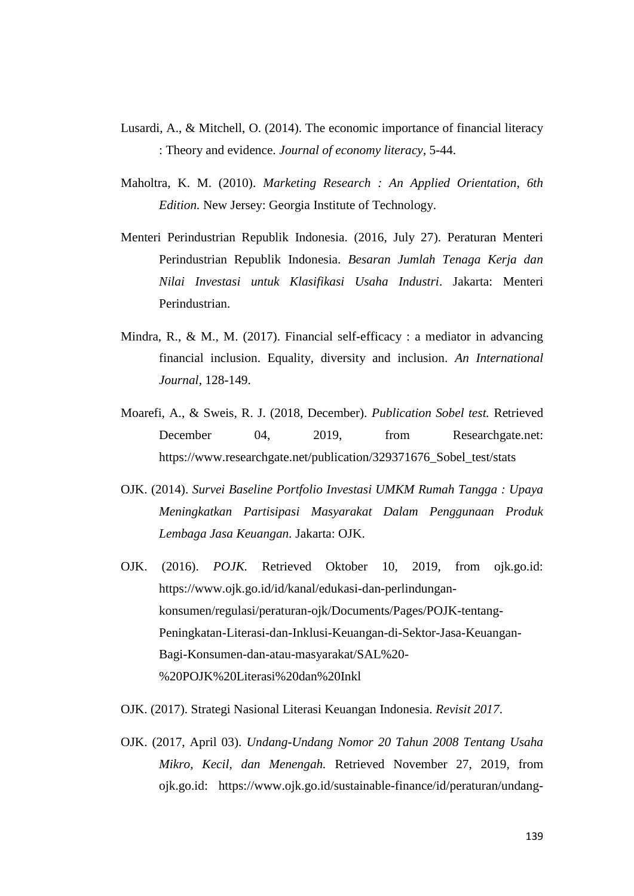Lusardi, A., & Mitchell, O. (2014). The economic importance of financial literacy : Theory and evidence. *Journal of economy literacy*, 5-44.

Maholtra, K. M. (2010). *Marketing Research : An Applied Orientation, 6th Edition.* New Jersey: Georgia Institute of Technology.

Menteri Perindustrian Republik Indonesia. (2016, July 27). Peraturan Menteri Perindustrian Republik Indonesia. *Besaran Jumlah Tenaga Kerja dan Nilai Investasi untuk Klasifikasi Usaha Industri*. Jakarta: Menteri Perindustrian.

Mindra, R., & M., M. (2017). Financial self-efficacy : a mediator in advancing financial inclusion. Equality, diversity and inclusion. *An International Journal*, 128-149.

Moarefi, A., & Sweis, R. J. (2018, December). *Publication Sobel test.* Retrieved December 04, 2019, from Researchgate.net: https://www.researchgate.net/publication/329371676_Sobel_test/stats

OJK. (2014). *Survei Baseline Portfolio Investasi UMKM Rumah Tangga : Upaya Meningkatkan Partisipasi Masyarakat Dalam Penggunaan Produk Lembaga Jasa Keuangan*. Jakarta: OJK.

OJK. (2016). *POJK.* Retrieved Oktober 10, 2019, from ojk.go.id: https://www.ojk.go.id/id/kanal/edukasi-dan-perlindungan-konsumen/regulasi/peraturan-ojk/Documents/Pages/POJK-tentang-Peningkatan-Literasi-dan-Inklusi-Keuangan-di-Sektor-Jasa-Keuangan-Bagi-Konsumen-dan-atau-masyarakat/SAL%20-%20POJK%20Literasi%20dan%20Inkl

OJK. (2017). Strategi Nasional Literasi Keuangan Indonesia. *Revisit 2017*.

OJK. (2017, April 03). *Undang-Undang Nomor 20 Tahun 2008 Tentang Usaha Mikro, Kecil, dan Menengah.* Retrieved November 27, 2019, from ojk.go.id: https://www.ojk.go.id/sustainable-finance/id/peraturan/undang-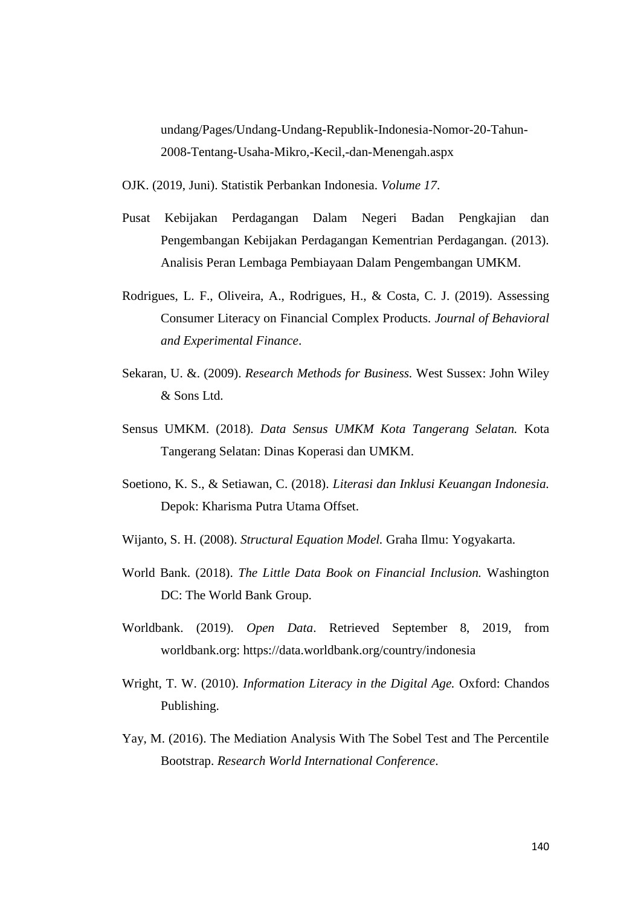undang/Pages/Undang-Undang-Republik-Indonesia-Nomor-20-Tahun-2008-Tentang-Usaha-Mikro,-Kecil,-dan-Menengah.aspx

OJK. (2019, Juni). Statistik Perbankan Indonesia. *Volume 17*.

Pusat Kebijakan Perdagangan Dalam Negeri Badan Pengkajian dan Pengembangan Kebijakan Perdagangan Kementrian Perdagangan. (2013). Analisis Peran Lembaga Pembiayaan Dalam Pengembangan UMKM.

Rodrigues, L. F., Oliveira, A., Rodrigues, H., & Costa, C. J. (2019). Assessing Consumer Literacy on Financial Complex Products. *Journal of Behavioral and Experimental Finance*.

Sekaran, U. &. (2009). *Research Methods for Business.* West Sussex: John Wiley & Sons Ltd.

Sensus UMKM. (2018). *Data Sensus UMKM Kota Tangerang Selatan.* Kota Tangerang Selatan: Dinas Koperasi dan UMKM.

Soetiono, K. S., & Setiawan, C. (2018). *Literasi dan Inklusi Keuangan Indonesia.* Depok: Kharisma Putra Utama Offset.

Wijanto, S. H. (2008). *Structural Equation Model.* Graha Ilmu: Yogyakarta.

World Bank. (2018). *The Little Data Book on Financial Inclusion.* Washington DC: The World Bank Group.

Worldbank. (2019). *Open Data*. Retrieved September 8, 2019, from worldbank.org: https://data.worldbank.org/country/indonesia

Wright, T. W. (2010). *Information Literacy in the Digital Age.* Oxford: Chandos Publishing.

Yay, M. (2016). The Mediation Analysis With The Sobel Test and The Percentile Bootstrap. *Research World International Conference*.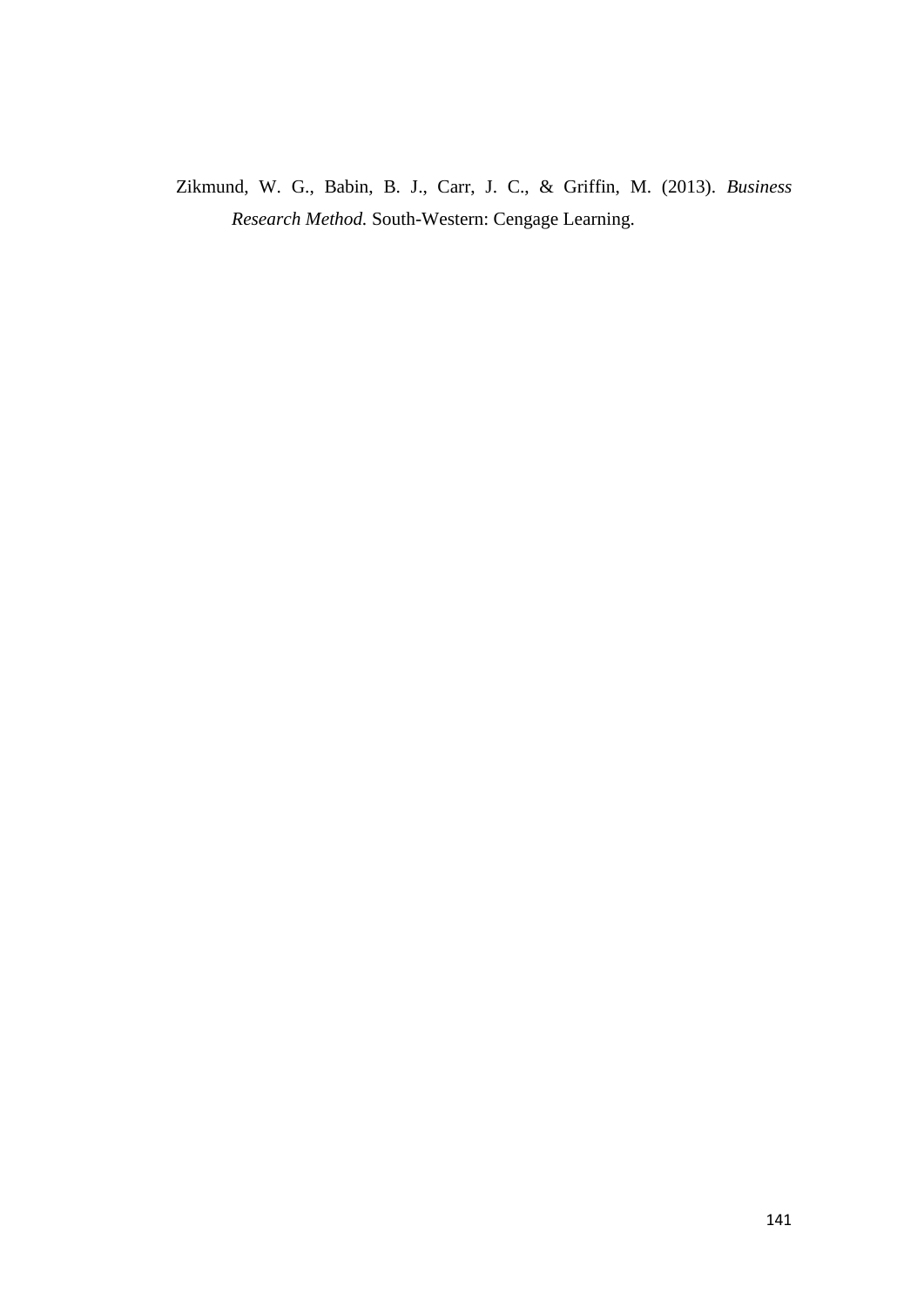Zikmund, W. G., Babin, B. J., Carr, J. C., & Griffin, M. (2013). *Business Research Method.* South-Western: Cengage Learning.